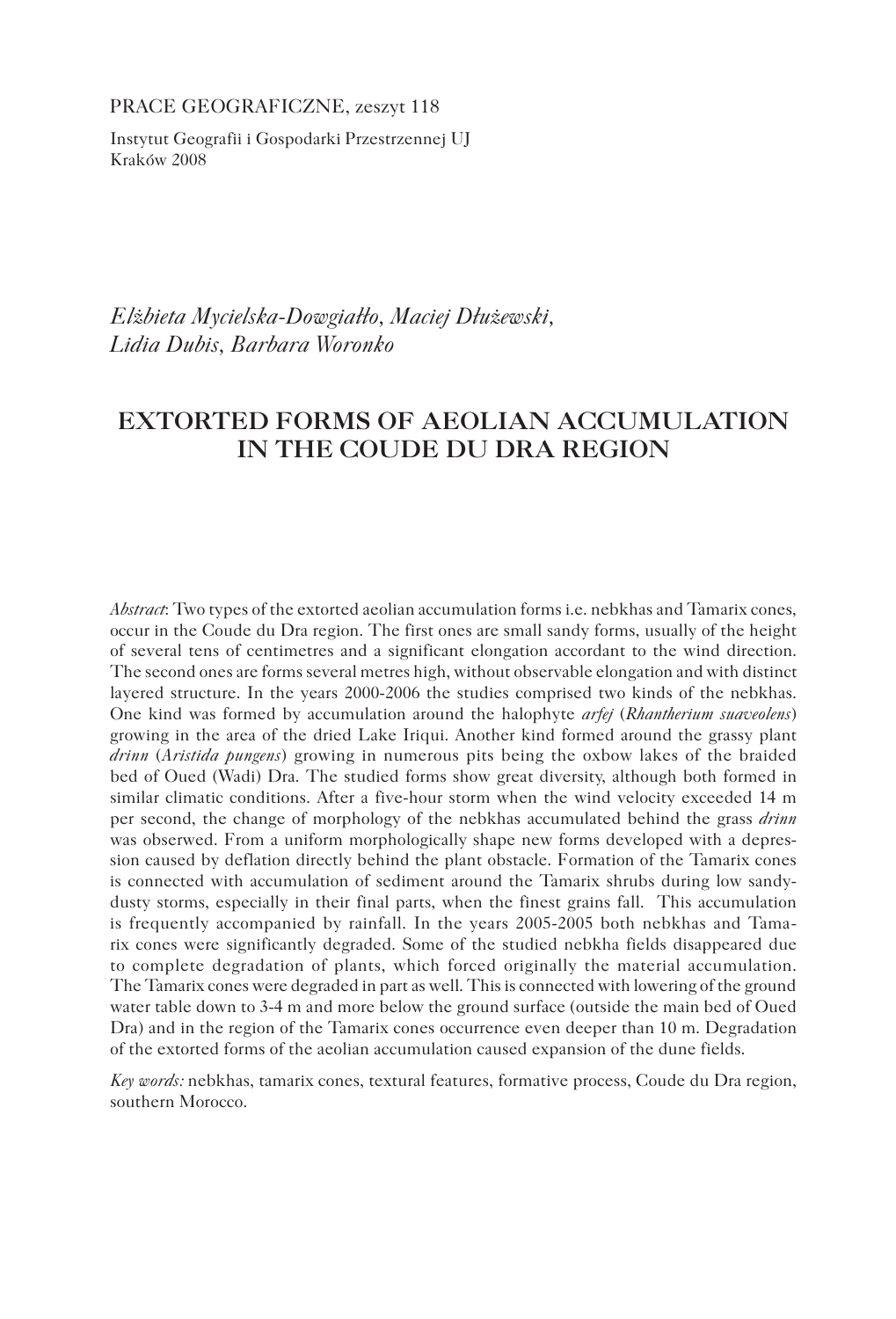PRACE GEOGRAFICZNE, zeszyt 118

Instytut Geografii i Gospodarki Przestrzennej UJ
Kraków 2008

*Elżbieta Mycielska-Dowgiałło, Maciej Dłużewski, Lidia Dubis, Barbara Woronko*

# EXTORTED FORMS OF AEOLIAN ACCUMULATION IN THE COUDE DU DRA REGION

*Abstract*: Two types of the extorted aeolian accumulation forms i.e. nebkhas and Tamarix cones, occur in the Coude du Dra region. The first ones are small sandy forms, usually of the height of several tens of centimetres and a significant elongation accordant to the wind direction. The second ones are forms several metres high, without observable elongation and with distinct layered structure. In the years 2000-2006 the studies comprised two kinds of the nebkhas. One kind was formed by accumulation around the halophyte *arfej* (*Rhantherium suaveolens*) growing in the area of the dried Lake Iriqui. Another kind formed around the grassy plant *drinn* (*Aristida pungens*) growing in numerous pits being the oxbow lakes of the braided bed of Oued (Wadi) Dra. The studied forms show great diversity, although both formed in similar climatic conditions. After a five-hour storm when the wind velocity exceeded 14 m per second, the change of morphology of the nebkhas accumulated behind the grass *drinn* was obserwed. From a uniform morphologically shape new forms developed with a depression caused by deflation directly behind the plant obstacle. Formation of the Tamarix cones is connected with accumulation of sediment around the Tamarix shrubs during low sandy-dusty storms, especially in their final parts, when the finest grains fall. This accumulation is frequently accompanied by rainfall. In the years 2005-2005 both nebkhas and Tamarix cones were significantly degraded. Some of the studied nebkha fields disappeared due to complete degradation of plants, which forced originally the material accumulation. The Tamarix cones were degraded in part as well. This is connected with lowering of the ground water table down to 3-4 m and more below the ground surface (outside the main bed of Oued Dra) and in the region of the Tamarix cones occurrence even deeper than 10 m. Degradation of the extorted forms of the aeolian accumulation caused expansion of the dune fields.

*Key words:* nebkhas, tamarix cones, textural features, formative process, Coude du Dra region, southern Morocco.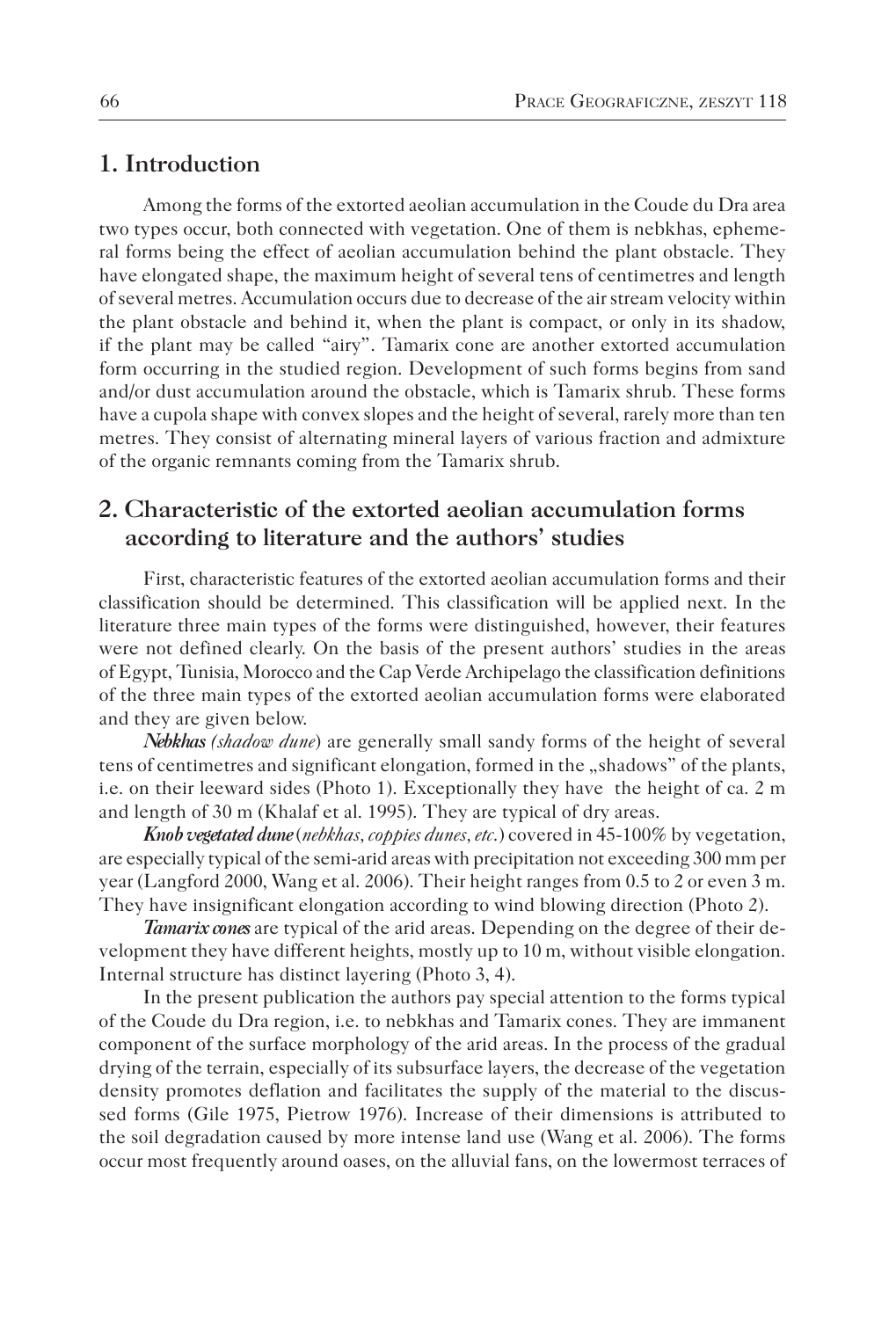## 1. Introduction

Among the forms of the extorted aeolian accumulation in the Coude du Dra area two types occur, both connected with vegetation. One of them is nebkhas, ephemeral forms being the effect of aeolian accumulation behind the plant obstacle. They have elongated shape, the maximum height of several tens of centimetres and length of several metres. Accumulation occurs due to decrease of the air stream velocity within the plant obstacle and behind it, when the plant is compact, or only in its shadow, if the plant may be called "airy". Tamarix cone are another extorted accumulation form occurring in the studied region. Development of such forms begins from sand and/or dust accumulation around the obstacle, which is Tamarix shrub. These forms have a cupola shape with convex slopes and the height of several, rarely more than ten metres. They consist of alternating mineral layers of various fraction and admixture of the organic remnants coming from the Tamarix shrub.

## 2. Characteristic of the extorted aeolian accumulation forms according to literature and the authors' studies

First, characteristic features of the extorted aeolian accumulation forms and their classification should be determined. This classification will be applied next. In the literature three main types of the forms were distinguished, however, their features were not defined clearly. On the basis of the present authors' studies in the areas of Egypt, Tunisia, Morocco and the Cap Verde Archipelago the classification definitions of the three main types of the extorted aeolian accumulation forms were elaborated and they are given below.

***Nebkhas*** *(shadow dune)* are generally small sandy forms of the height of several tens of centimetres and significant elongation, formed in the „shadows" of the plants, i.e. on their leeward sides (Photo 1). Exceptionally they have the height of ca. 2 m and length of 30 m (Khalaf et al. 1995). They are typical of dry areas.

***Knob vegetated dune*** (*nebkhas*, *coppies dunes*, *etc*.) covered in 45-100% by vegetation, are especially typical of the semi-arid areas with precipitation not exceeding 300 mm per year (Langford 2000, Wang et al. 2006). Their height ranges from 0.5 to 2 or even 3 m. They have insignificant elongation according to wind blowing direction (Photo 2).

***Tamarix cones*** are typical of the arid areas. Depending on the degree of their development they have different heights, mostly up to 10 m, without visible elongation. Internal structure has distinct layering (Photo 3, 4).

In the present publication the authors pay special attention to the forms typical of the Coude du Dra region, i.e. to nebkhas and Tamarix cones. They are immanent component of the surface morphology of the arid areas. In the process of the gradual drying of the terrain, especially of its subsurface layers, the decrease of the vegetation density promotes deflation and facilitates the supply of the material to the discussed forms (Gile 1975, Pietrow 1976). Increase of their dimensions is attributed to the soil degradation caused by more intense land use (Wang et al. 2006). The forms occur most frequently around oases, on the alluvial fans, on the lowermost terraces of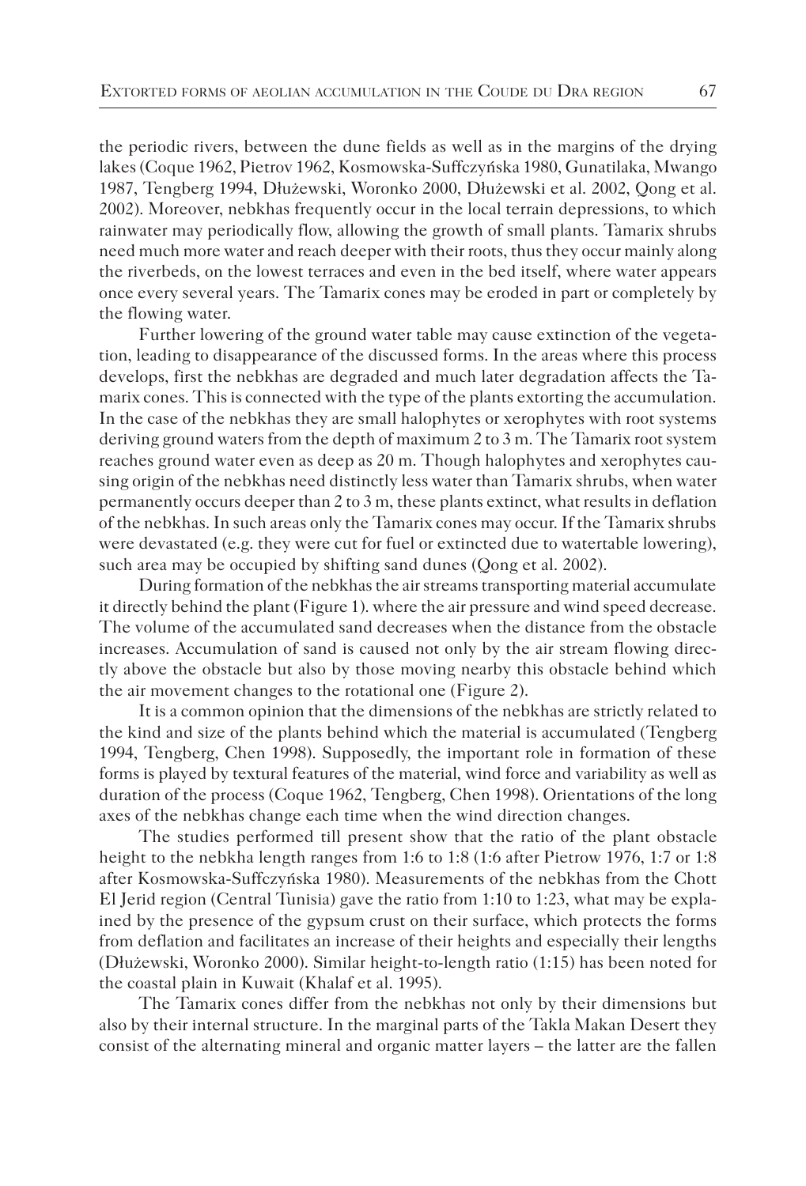the periodic rivers, between the dune fields as well as in the margins of the drying lakes (Coque 1962, Pietrov 1962, Kosmowska-Suffczyńska 1980, Gunatilaka, Mwango 1987, Tengberg 1994, Dłużewski, Woronko 2000, Dłużewski et al. 2002, Qong et al. 2002). Moreover, nebkhas frequently occur in the local terrain depressions, to which rainwater may periodically flow, allowing the growth of small plants. Tamarix shrubs need much more water and reach deeper with their roots, thus they occur mainly along the riverbeds, on the lowest terraces and even in the bed itself, where water appears once every several years. The Tamarix cones may be eroded in part or completely by the flowing water.

Further lowering of the ground water table may cause extinction of the vegetation, leading to disappearance of the discussed forms. In the areas where this process develops, first the nebkhas are degraded and much later degradation affects the Tamarix cones. This is connected with the type of the plants extorting the accumulation. In the case of the nebkhas they are small halophytes or xerophytes with root systems deriving ground waters from the depth of maximum 2 to 3 m. The Tamarix root system reaches ground water even as deep as 20 m. Though halophytes and xerophytes causing origin of the nebkhas need distinctly less water than Tamarix shrubs, when water permanently occurs deeper than 2 to 3 m, these plants extinct, what results in deflation of the nebkhas. In such areas only the Tamarix cones may occur. If the Tamarix shrubs were devastated (e.g. they were cut for fuel or extincted due to watertable lowering), such area may be occupied by shifting sand dunes (Qong et al. 2002).

During formation of the nebkhas the air streams transporting material accumulate it directly behind the plant (Figure 1). where the air pressure and wind speed decrease. The volume of the accumulated sand decreases when the distance from the obstacle increases. Accumulation of sand is caused not only by the air stream flowing directly above the obstacle but also by those moving nearby this obstacle behind which the air movement changes to the rotational one (Figure 2).

It is a common opinion that the dimensions of the nebkhas are strictly related to the kind and size of the plants behind which the material is accumulated (Tengberg 1994, Tengberg, Chen 1998). Supposedly, the important role in formation of these forms is played by textural features of the material, wind force and variability as well as duration of the process (Coque 1962, Tengberg, Chen 1998). Orientations of the long axes of the nebkhas change each time when the wind direction changes.

The studies performed till present show that the ratio of the plant obstacle height to the nebkha length ranges from 1:6 to 1:8 (1:6 after Pietrow 1976, 1:7 or 1:8 after Kosmowska-Suffczyńska 1980). Measurements of the nebkhas from the Chott El Jerid region (Central Tunisia) gave the ratio from 1:10 to 1:23, what may be explained by the presence of the gypsum crust on their surface, which protects the forms from deflation and facilitates an increase of their heights and especially their lengths (Dłużewski, Woronko 2000). Similar height-to-length ratio (1:15) has been noted for the coastal plain in Kuwait (Khalaf et al. 1995).

The Tamarix cones differ from the nebkhas not only by their dimensions but also by their internal structure. In the marginal parts of the Takla Makan Desert they consist of the alternating mineral and organic matter layers – the latter are the fallen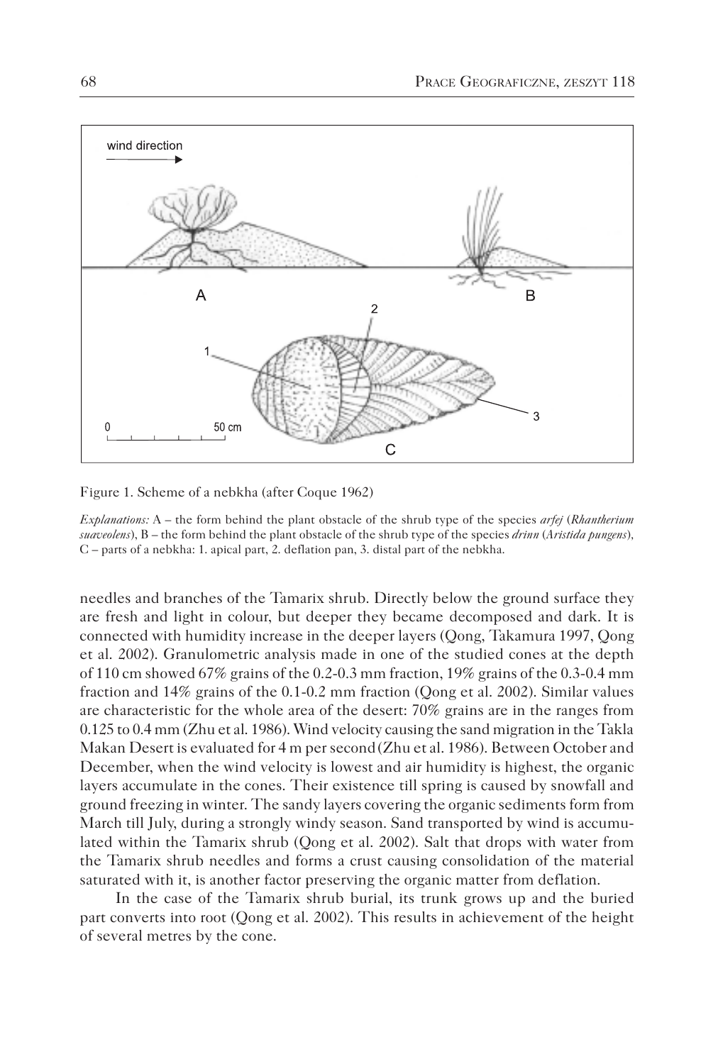Figure 1. Scheme of a nebkha (after Coque 1962)

*Explanations:* A – the form behind the plant obstacle of the shrub type of the species *arfej* (*Rhantherium suaveolens*), B – the form behind the plant obstacle of the shrub type of the species *drinn* (*Aristida pungens*), C – parts of a nebkha: 1. apical part, 2. deflation pan, 3. distal part of the nebkha.

needles and branches of the Tamarix shrub. Directly below the ground surface they are fresh and light in colour, but deeper they became decomposed and dark. It is connected with humidity increase in the deeper layers (Qong, Takamura 1997, Qong et al. 2002). Granulometric analysis made in one of the studied cones at the depth of 110 cm showed 67% grains of the 0.2-0.3 mm fraction, 19% grains of the 0.3-0.4 mm fraction and 14% grains of the 0.1-0.2 mm fraction (Qong et al. 2002). Similar values are characteristic for the whole area of the desert: 70% grains are in the ranges from 0.125 to 0.4 mm (Zhu et al. 1986). Wind velocity causing the sand migration in the Takla Makan Desert is evaluated for 4 m per second (Zhu et al. 1986). Between October and December, when the wind velocity is lowest and air humidity is highest, the organic layers accumulate in the cones. Their existence till spring is caused by snowfall and ground freezing in winter. The sandy layers covering the organic sediments form from March till July, during a strongly windy season. Sand transported by wind is accumulated within the Tamarix shrub (Qong et al. 2002). Salt that drops with water from the Tamarix shrub needles and forms a crust causing consolidation of the material saturated with it, is another factor preserving the organic matter from deflation.

In the case of the Tamarix shrub burial, its trunk grows up and the buried part converts into root (Qong et al. 2002). This results in achievement of the height of several metres by the cone.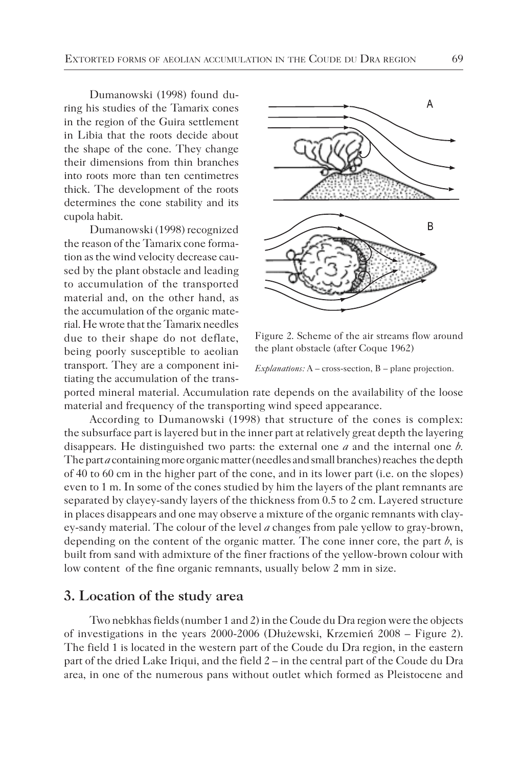Dumanowski (1998) found during his studies of the Tamarix cones in the region of the Guira settlement in Libia that the roots decide about the shape of the cone. They change their dimensions from thin branches into roots more than ten centimetres thick. The development of the roots determines the cone stability and its cupola habit.

Dumanowski (1998) recognized the reason of the Tamarix cone formation as the wind velocity decrease caused by the plant obstacle and leading to accumulation of the transported material and, on the other hand, as the accumulation of the organic material. He wrote that the Tamarix needles due to their shape do not deflate, being poorly susceptible to aeolian transport. They are a component initiating the accumulation of the transported mineral material. Accumulation rate depends on the availability of the loose material and frequency of the transporting wind speed appearance.

Figure 2. Scheme of the air streams flow around the plant obstacle (after Coque 1962)

*Explanations:* A – cross-section, B – plane projection.

According to Dumanowski (1998) that structure of the cones is complex: the subsurface part is layered but in the inner part at relatively great depth the layering disappears. He distinguished two parts: the external one *a* and the internal one *b*. The part *a* containing more organic matter (needles and small branches) reaches the depth of 40 to 60 cm in the higher part of the cone, and in its lower part (i.e. on the slopes) even to 1 m. In some of the cones studied by him the layers of the plant remnants are separated by clayey-sandy layers of the thickness from 0.5 to 2 cm. Layered structure in places disappears and one may observe a mixture of the organic remnants with clayey-sandy material. The colour of the level *a* changes from pale yellow to gray-brown, depending on the content of the organic matter. The cone inner core, the part *b*, is built from sand with admixture of the finer fractions of the yellow-brown colour with low content of the fine organic remnants, usually below 2 mm in size.

## 3. Location of the study area

Two nebkhas fields (number 1 and 2) in the Coude du Dra region were the objects of investigations in the years 2000-2006 (Dłużewski, Krzemień 2008 – Figure 2). The field 1 is located in the western part of the Coude du Dra region, in the eastern part of the dried Lake Iriqui, and the field 2 – in the central part of the Coude du Dra area, in one of the numerous pans without outlet which formed as Pleistocene and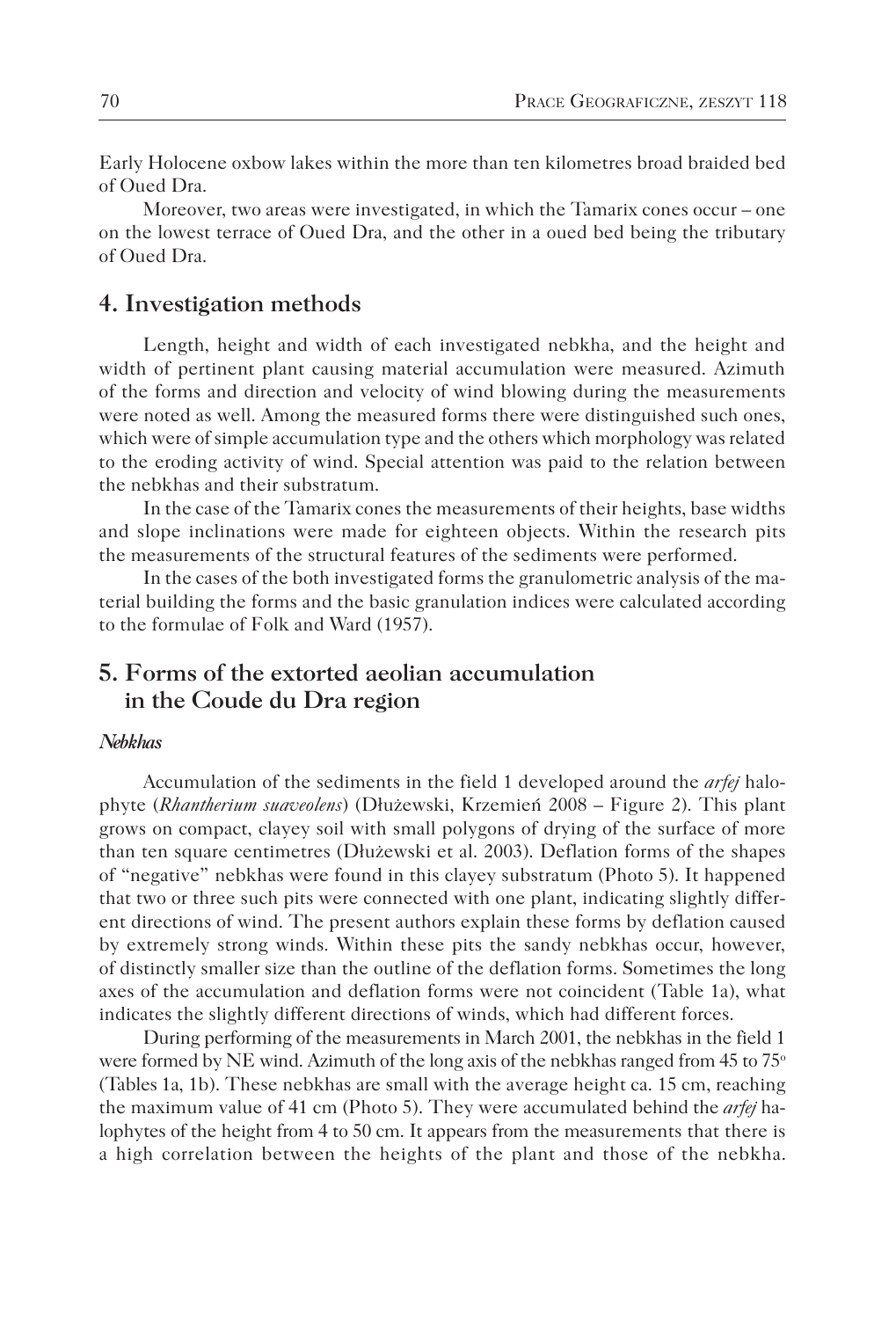Early Holocene oxbow lakes within the more than ten kilometres broad braided bed of Oued Dra.

Moreover, two areas were investigated, in which the Tamarix cones occur – one on the lowest terrace of Oued Dra, and the other in a oued bed being the tributary of Oued Dra.

## 4. Investigation methods

Length, height and width of each investigated nebkha, and the height and width of pertinent plant causing material accumulation were measured. Azimuth of the forms and direction and velocity of wind blowing during the measurements were noted as well. Among the measured forms there were distinguished such ones, which were of simple accumulation type and the others which morphology was related to the eroding activity of wind. Special attention was paid to the relation between the nebkhas and their substratum.

In the case of the Tamarix cones the measurements of their heights, base widths and slope inclinations were made for eighteen objects. Within the research pits the measurements of the structural features of the sediments were performed.

In the cases of the both investigated forms the granulometric analysis of the material building the forms and the basic granulation indices were calculated according to the formulae of Folk and Ward (1957).

## 5. Forms of the extorted aeolian accumulation in the Coude du Dra region

### *Nebkhas*

Accumulation of the sediments in the field 1 developed around the *arfej* halophyte (*Rhantherium suaveolens*) (Dłużewski, Krzemień 2008 – Figure 2). This plant grows on compact, clayey soil with small polygons of drying of the surface of more than ten square centimetres (Dłużewski et al. 2003). Deflation forms of the shapes of "negative" nebkhas were found in this clayey substratum (Photo 5). It happened that two or three such pits were connected with one plant, indicating slightly different directions of wind. The present authors explain these forms by deflation caused by extremely strong winds. Within these pits the sandy nebkhas occur, however, of distinctly smaller size than the outline of the deflation forms. Sometimes the long axes of the accumulation and deflation forms were not coincident (Table 1a), what indicates the slightly different directions of winds, which had different forces.

During performing of the measurements in March 2001, the nebkhas in the field 1 were formed by NE wind. Azimuth of the long axis of the nebkhas ranged from 45 to 75° (Tables 1a, 1b). These nebkhas are small with the average height ca. 15 cm, reaching the maximum value of 41 cm (Photo 5). They were accumulated behind the *arfej* halophytes of the height from 4 to 50 cm. It appears from the measurements that there is a high correlation between the heights of the plant and those of the nebkha.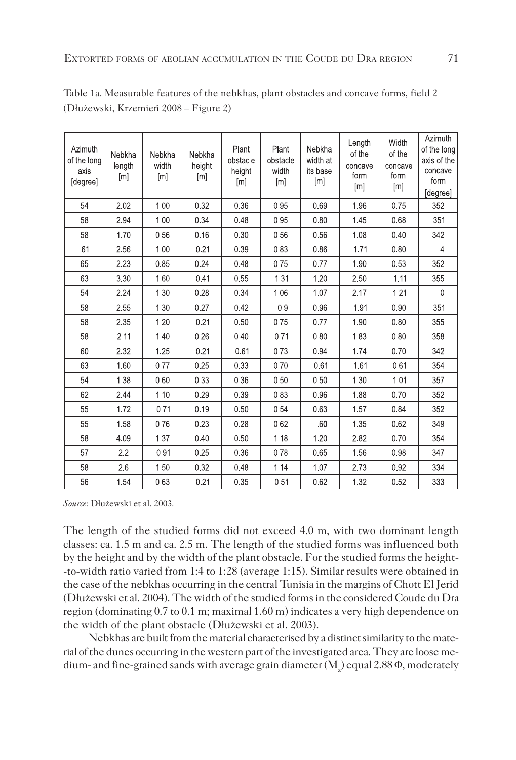Table 1a. Measurable features of the nebkhas, plant obstacles and concave forms, field 2 (Dłużewski, Krzemień 2008 – Figure 2)

| Azimuth of the long axis [degree] | Nebkha length [m] | Nebkha width [m] | Nebkha height [m] | Plant obstacle height [m] | Plant obstacle width [m] | Nebkha width at its base [m] | Length of the concave form [m] | Width of the concave form [m] | Azimuth of the long axis of the concave form [degree] |
|---|---|---|---|---|---|---|---|---|---|
| 54 | 2.02 | 1.00 | 0.32 | 0.36 | 0.95 | 0.69 | 1.96 | 0.75 | 352 |
| 58 | 2.94 | 1.00 | 0.34 | 0.48 | 0.95 | 0.80 | 1.45 | 0.68 | 351 |
| 58 | 1.70 | 0.56 | 0.16 | 0.30 | 0.56 | 0.56 | 1.08 | 0.40 | 342 |
| 61 | 2.56 | 1.00 | 0.21 | 0.39 | 0.83 | 0.86 | 1.71 | 0.80 | 4 |
| 65 | 2.23 | 0.85 | 0.24 | 0.48 | 0.75 | 0.77 | 1.90 | 0.53 | 352 |
| 63 | 3.30 | 1.60 | 0.41 | 0.55 | 1.31 | 1.20 | 2.50 | 1.11 | 355 |
| 54 | 2.24 | 1.30 | 0.28 | 0.34 | 1.06 | 1.07 | 2.17 | 1.21 | 0 |
| 58 | 2.55 | 1.30 | 0.27 | 0.42 | 0.9 | 0.96 | 1.91 | 0.90 | 351 |
| 58 | 2.35 | 1.20 | 0.21 | 0.50 | 0.75 | 0.77 | 1.90 | 0.80 | 355 |
| 58 | 2.11 | 1.40 | 0.26 | 0.40 | 0.71 | 0.80 | 1.83 | 0.80 | 358 |
| 60 | 2.32 | 1.25 | 0.21 | 0.61 | 0.73 | 0.94 | 1.74 | 0.70 | 342 |
| 63 | 1.60 | 0.77 | 0.25 | 0.33 | 0.70 | 0.61 | 1.61 | 0.61 | 354 |
| 54 | 1.38 | 0.60 | 0.33 | 0.36 | 0.50 | 0.50 | 1.30 | 1.01 | 357 |
| 62 | 2.44 | 1.10 | 0.29 | 0.39 | 0.83 | 0.96 | 1.88 | 0.70 | 352 |
| 55 | 1.72 | 0.71 | 0.19 | 0.50 | 0.54 | 0.63 | 1.57 | 0.84 | 352 |
| 55 | 1.58 | 0.76 | 0.23 | 0.28 | 0.62 | .60 | 1.35 | 0.62 | 349 |
| 58 | 4.09 | 1.37 | 0.40 | 0.50 | 1.18 | 1.20 | 2.82 | 0.70 | 354 |
| 57 | 2.2 | 0.91 | 0.25 | 0.36 | 0.78 | 0.65 | 1.56 | 0.98 | 347 |
| 58 | 2.6 | 1.50 | 0.32 | 0.48 | 1.14 | 1.07 | 2.73 | 0.92 | 334 |
| 56 | 1.54 | 0.63 | 0.21 | 0.35 | 0.51 | 0.62 | 1.32 | 0.52 | 333 |

*Source*: Dłużewski et al. 2003.

The length of the studied forms did not exceed 4.0 m, with two dominant length classes: ca. 1.5 m and ca. 2.5 m. The length of the studied forms was influenced both by the height and by the width of the plant obstacle. For the studied forms the height-to-width ratio varied from 1:4 to 1:28 (average 1:15). Similar results were obtained in the case of the nebkhas occurring in the central Tunisia in the margins of Chott El Jerid (Dłużewski et al. 2004). The width of the studied forms in the considered Coude du Dra region (dominating 0.7 to 0.1 m; maximal 1.60 m) indicates a very high dependence on the width of the plant obstacle (Dłużewski et al. 2003).

Nebkhas are built from the material characterised by a distinct similarity to the material of the dunes occurring in the western part of the investigated area. They are loose medium- and fine-grained sands with average grain diameter ($M_z$) equal 2.88 Φ, moderately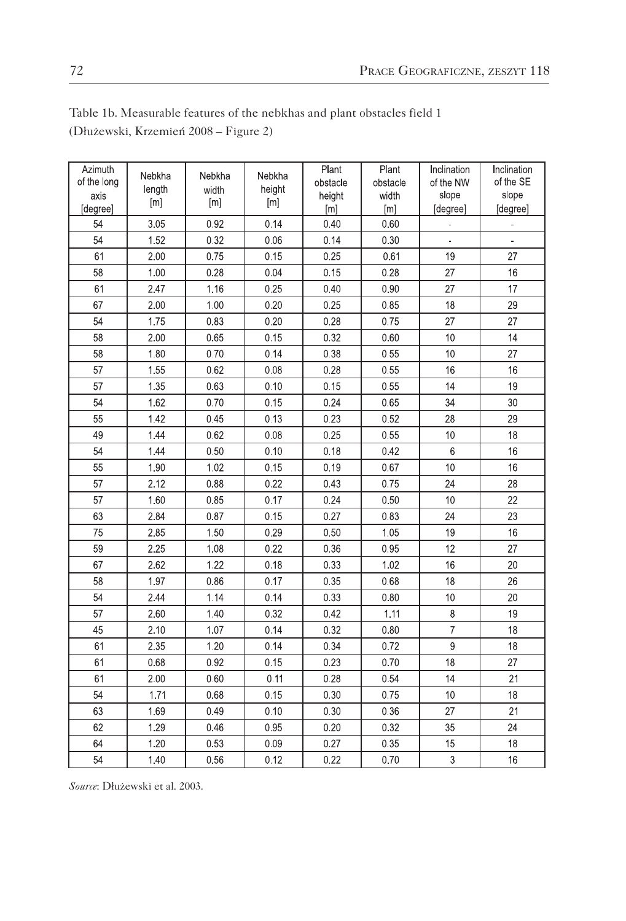Table 1b. Measurable features of the nebkhas and plant obstacles field 1 (Dłużewski, Krzemień 2008 – Figure 2)

| Azimuth of the long axis [degree] | Nebkha length [m] | Nebkha width [m] | Nebkha height [m] | Plant obstacle height [m] | Plant obstacle width [m] | Inclination of the NW slope [degree] | Inclination of the SE slope [degree] |
|---|---|---|---|---|---|---|---|
| 54 | 3.05 | 0.92 | 0.14 | 0.40 | 0.60 | - | - |
| 54 | 1.52 | 0.32 | 0.06 | 0.14 | 0.30 | - | - |
| 61 | 2.00 | 0.75 | 0.15 | 0.25 | 0.61 | 19 | 27 |
| 58 | 1.00 | 0.28 | 0.04 | 0.15 | 0.28 | 27 | 16 |
| 61 | 2.47 | 1.16 | 0.25 | 0.40 | 0.90 | 27 | 17 |
| 67 | 2.00 | 1.00 | 0.20 | 0.25 | 0.85 | 18 | 29 |
| 54 | 1.75 | 0.83 | 0.20 | 0.28 | 0.75 | 27 | 27 |
| 58 | 2.00 | 0.65 | 0.15 | 0.32 | 0.60 | 10 | 14 |
| 58 | 1.80 | 0.70 | 0.14 | 0.38 | 0.55 | 10 | 27 |
| 57 | 1.55 | 0.62 | 0.08 | 0.28 | 0.55 | 16 | 16 |
| 57 | 1.35 | 0.63 | 0.10 | 0.15 | 0.55 | 14 | 19 |
| 54 | 1.62 | 0.70 | 0.15 | 0.24 | 0.65 | 34 | 30 |
| 55 | 1.42 | 0.45 | 0.13 | 0.23 | 0.52 | 28 | 29 |
| 49 | 1.44 | 0.62 | 0.08 | 0.25 | 0.55 | 10 | 18 |
| 54 | 1.44 | 0.50 | 0.10 | 0.18 | 0.42 | 6 | 16 |
| 55 | 1.90 | 1.02 | 0.15 | 0.19 | 0.67 | 10 | 16 |
| 57 | 2.12 | 0.88 | 0.22 | 0.43 | 0.75 | 24 | 28 |
| 57 | 1.60 | 0.85 | 0.17 | 0.24 | 0.50 | 10 | 22 |
| 63 | 2.84 | 0.87 | 0.15 | 0.27 | 0.83 | 24 | 23 |
| 75 | 2.85 | 1.50 | 0.29 | 0.50 | 1.05 | 19 | 16 |
| 59 | 2.25 | 1.08 | 0.22 | 0.36 | 0.95 | 12 | 27 |
| 67 | 2.62 | 1.22 | 0.18 | 0.33 | 1.02 | 16 | 20 |
| 58 | 1.97 | 0.86 | 0.17 | 0.35 | 0.68 | 18 | 26 |
| 54 | 2.44 | 1.14 | 0.14 | 0.33 | 0.80 | 10 | 20 |
| 57 | 2.60 | 1.40 | 0.32 | 0.42 | 1.11 | 8 | 19 |
| 45 | 2.10 | 1.07 | 0.14 | 0.32 | 0.80 | 7 | 18 |
| 61 | 2.35 | 1.20 | 0.14 | 0.34 | 0.72 | 9 | 18 |
| 61 | 0.68 | 0.92 | 0.15 | 0.23 | 0.70 | 18 | 27 |
| 61 | 2.00 | 0.60 | 0.11 | 0.28 | 0.54 | 14 | 21 |
| 54 | 1.71 | 0.68 | 0.15 | 0.30 | 0.75 | 10 | 18 |
| 63 | 1.69 | 0.49 | 0.10 | 0.30 | 0.36 | 27 | 21 |
| 62 | 1.29 | 0.46 | 0.95 | 0.20 | 0.32 | 35 | 24 |
| 64 | 1.20 | 0.53 | 0.09 | 0.27 | 0.35 | 15 | 18 |
| 54 | 1.40 | 0.56 | 0.12 | 0.22 | 0.70 | 3 | 16 |

*Source*: Dłużewski et al. 2003.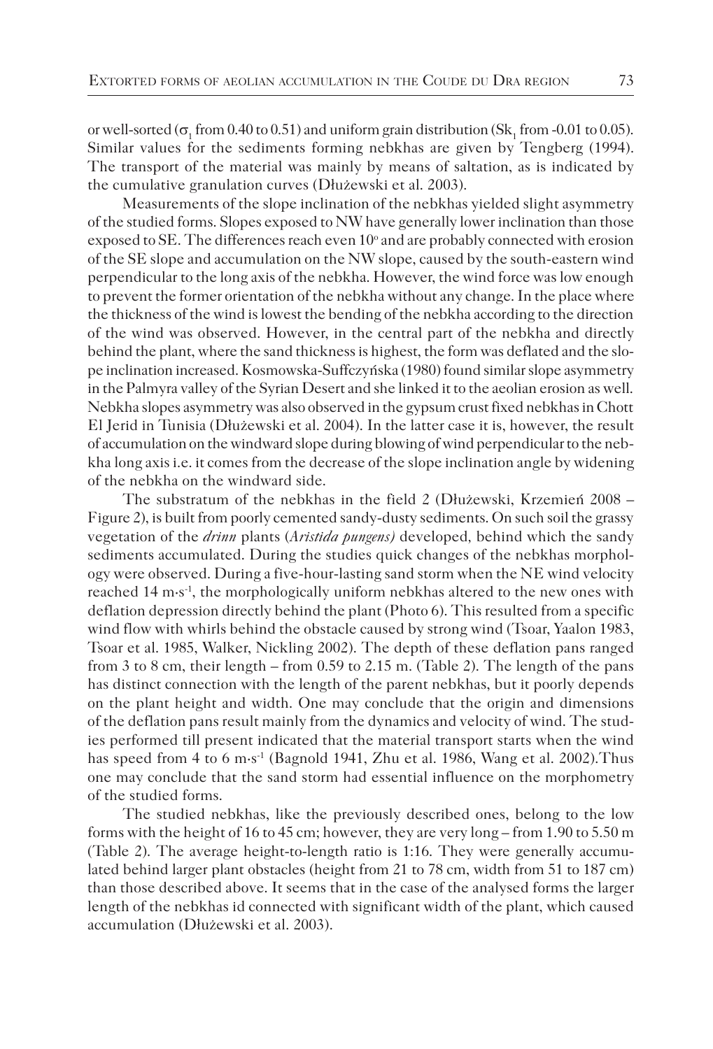or well-sorted ($\sigma_1$ from 0.40 to 0.51) and uniform grain distribution ($Sk_1$ from -0.01 to 0.05). Similar values for the sediments forming nebkhas are given by Tengberg (1994). The transport of the material was mainly by means of saltation, as is indicated by the cumulative granulation curves (Dłużewski et al. 2003).

Measurements of the slope inclination of the nebkhas yielded slight asymmetry of the studied forms. Slopes exposed to NW have generally lower inclination than those exposed to SE. The differences reach even 10° and are probably connected with erosion of the SE slope and accumulation on the NW slope, caused by the south-eastern wind perpendicular to the long axis of the nebkha. However, the wind force was low enough to prevent the former orientation of the nebkha without any change. In the place where the thickness of the wind is lowest the bending of the nebkha according to the direction of the wind was observed. However, in the central part of the nebkha and directly behind the plant, where the sand thickness is highest, the form was deflated and the slope inclination increased. Kosmowska-Suffczyńska (1980) found similar slope asymmetry in the Palmyra valley of the Syrian Desert and she linked it to the aeolian erosion as well. Nebkha slopes asymmetry was also observed in the gypsum crust fixed nebkhas in Chott El Jerid in Tunisia (Dłużewski et al. 2004). In the latter case it is, however, the result of accumulation on the windward slope during blowing of wind perpendicular to the nebkha long axis i.e. it comes from the decrease of the slope inclination angle by widening of the nebkha on the windward side.

The substratum of the nebkhas in the field 2 (Dłużewski, Krzemień 2008 – Figure 2), is built from poorly cemented sandy-dusty sediments. On such soil the grassy vegetation of the *drinn* plants (*Aristida pungens)* developed, behind which the sandy sediments accumulated. During the studies quick changes of the nebkhas morphology were observed. During a five-hour-lasting sand storm when the NE wind velocity reached 14 m·s$^{-1}$, the morphologically uniform nebkhas altered to the new ones with deflation depression directly behind the plant (Photo 6). This resulted from a specific wind flow with whirls behind the obstacle caused by strong wind (Tsoar, Yaalon 1983, Tsoar et al. 1985, Walker, Nickling 2002). The depth of these deflation pans ranged from 3 to 8 cm, their length – from 0.59 to 2.15 m. (Table 2). The length of the pans has distinct connection with the length of the parent nebkhas, but it poorly depends on the plant height and width. One may conclude that the origin and dimensions of the deflation pans result mainly from the dynamics and velocity of wind. The studies performed till present indicated that the material transport starts when the wind has speed from 4 to 6 m·s$^{-1}$ (Bagnold 1941, Zhu et al. 1986, Wang et al. 2002).Thus one may conclude that the sand storm had essential influence on the morphometry of the studied forms.

The studied nebkhas, like the previously described ones, belong to the low forms with the height of 16 to 45 cm; however, they are very long – from 1.90 to 5.50 m (Table 2). The average height-to-length ratio is 1:16. They were generally accumulated behind larger plant obstacles (height from 21 to 78 cm, width from 51 to 187 cm) than those described above. It seems that in the case of the analysed forms the larger length of the nebkhas id connected with significant width of the plant, which caused accumulation (Dłużewski et al. 2003).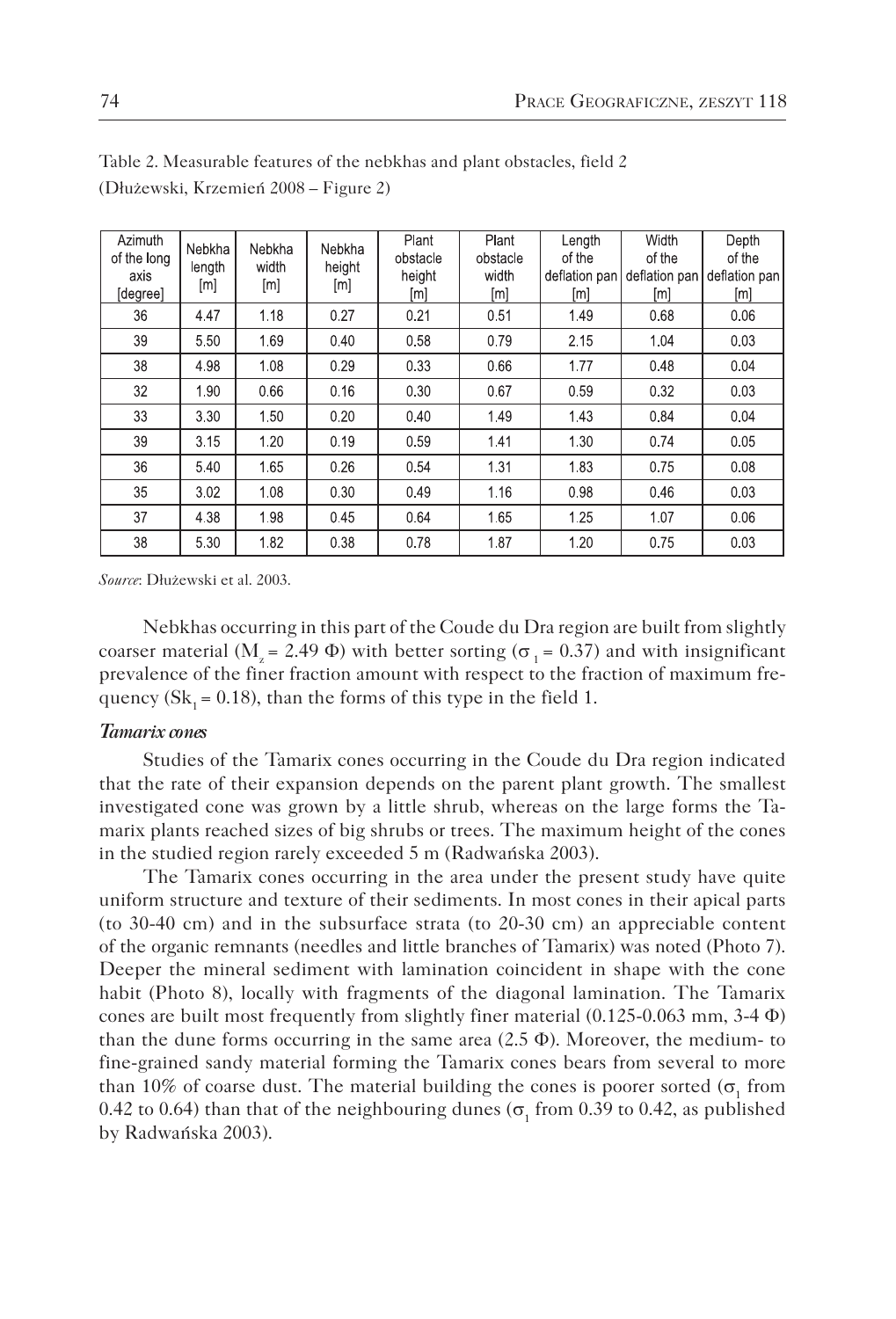Table 2. Measurable features of the nebkhas and plant obstacles, field 2 (Dłużewski, Krzemień 2008 – Figure 2)

| Azimuth of the long axis [degree] | Nebkha length [m] | Nebkha width [m] | Nebkha height [m] | Plant obstacle height [m] | Plant obstacle width [m] | Length of the deflation pan [m] | Width of the deflation pan [m] | Depth of the deflation pan [m] |
|---|---|---|---|---|---|---|---|---|
| 36 | 4.47 | 1.18 | 0.27 | 0.21 | 0.51 | 1.49 | 0.68 | 0.06 |
| 39 | 5.50 | 1.69 | 0.40 | 0.58 | 0.79 | 2.15 | 1.04 | 0.03 |
| 38 | 4.98 | 1.08 | 0.29 | 0.33 | 0.66 | 1.77 | 0.48 | 0.04 |
| 32 | 1.90 | 0.66 | 0.16 | 0.30 | 0.67 | 0.59 | 0.32 | 0.03 |
| 33 | 3.30 | 1.50 | 0.20 | 0.40 | 1.49 | 1.43 | 0.84 | 0.04 |
| 39 | 3.15 | 1.20 | 0.19 | 0.59 | 1.41 | 1.30 | 0.74 | 0.05 |
| 36 | 5.40 | 1.65 | 0.26 | 0.54 | 1.31 | 1.83 | 0.75 | 0.08 |
| 35 | 3.02 | 1.08 | 0.30 | 0.49 | 1.16 | 0.98 | 0.46 | 0.03 |
| 37 | 4.38 | 1.98 | 0.45 | 0.64 | 1.65 | 1.25 | 1.07 | 0.06 |
| 38 | 5.30 | 1.82 | 0.38 | 0.78 | 1.87 | 1.20 | 0.75 | 0.03 |

*Source*: Dłużewski et al. 2003.

Nebkhas occurring in this part of the Coude du Dra region are built from slightly coarser material ($M_z$ = 2.49 Φ) with better sorting ($\sigma_1$ = 0.37) and with insignificant prevalence of the finer fraction amount with respect to the fraction of maximum frequency ($Sk_1$ = 0.18), than the forms of this type in the field 1.

### *Tamarix cones*

Studies of the Tamarix cones occurring in the Coude du Dra region indicated that the rate of their expansion depends on the parent plant growth. The smallest investigated cone was grown by a little shrub, whereas on the large forms the Tamarix plants reached sizes of big shrubs or trees. The maximum height of the cones in the studied region rarely exceeded 5 m (Radwańska 2003).

The Tamarix cones occurring in the area under the present study have quite uniform structure and texture of their sediments. In most cones in their apical parts (to 30-40 cm) and in the subsurface strata (to 20-30 cm) an appreciable content of the organic remnants (needles and little branches of Tamarix) was noted (Photo 7). Deeper the mineral sediment with lamination coincident in shape with the cone habit (Photo 8), locally with fragments of the diagonal lamination. The Tamarix cones are built most frequently from slightly finer material (0.125-0.063 mm, 3-4 Φ) than the dune forms occurring in the same area (2.5 Φ). Moreover, the medium- to fine-grained sandy material forming the Tamarix cones bears from several to more than 10% of coarse dust. The material building the cones is poorer sorted ($\sigma_1$ from 0.42 to 0.64) than that of the neighbouring dunes ($\sigma_1$ from 0.39 to 0.42, as published by Radwańska 2003).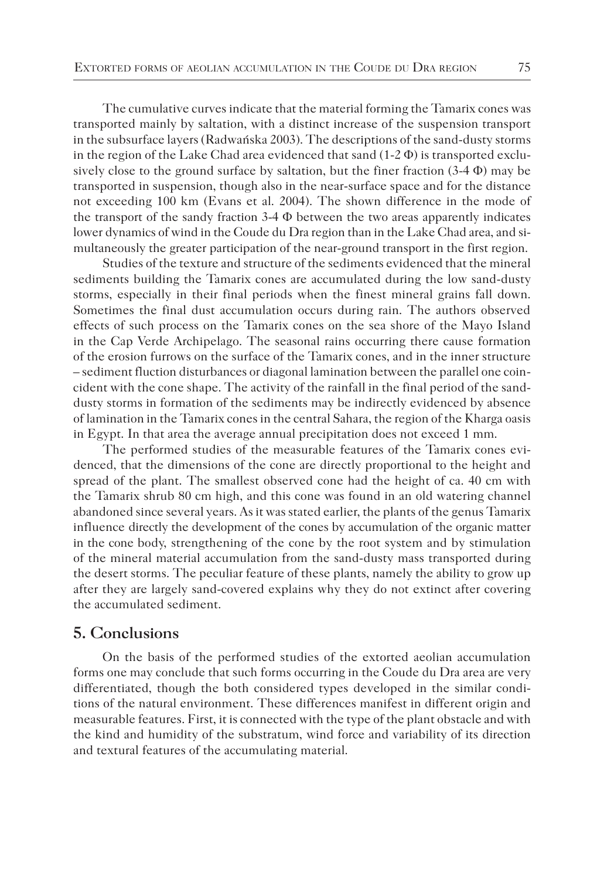The cumulative curves indicate that the material forming the Tamarix cones was transported mainly by saltation, with a distinct increase of the suspension transport in the subsurface layers (Radwańska 2003). The descriptions of the sand-dusty storms in the region of the Lake Chad area evidenced that sand (1-2 Φ) is transported exclusively close to the ground surface by saltation, but the finer fraction (3-4 Φ) may be transported in suspension, though also in the near-surface space and for the distance not exceeding 100 km (Evans et al. 2004). The shown difference in the mode of the transport of the sandy fraction 3-4 Φ between the two areas apparently indicates lower dynamics of wind in the Coude du Dra region than in the Lake Chad area, and simultaneously the greater participation of the near-ground transport in the first region.

Studies of the texture and structure of the sediments evidenced that the mineral sediments building the Tamarix cones are accumulated during the low sand-dusty storms, especially in their final periods when the finest mineral grains fall down. Sometimes the final dust accumulation occurs during rain. The authors observed effects of such process on the Tamarix cones on the sea shore of the Mayo Island in the Cap Verde Archipelago. The seasonal rains occurring there cause formation of the erosion furrows on the surface of the Tamarix cones, and in the inner structure – sediment fluction disturbances or diagonal lamination between the parallel one coincident with the cone shape. The activity of the rainfall in the final period of the sand-dusty storms in formation of the sediments may be indirectly evidenced by absence of lamination in the Tamarix cones in the central Sahara, the region of the Kharga oasis in Egypt. In that area the average annual precipitation does not exceed 1 mm.

The performed studies of the measurable features of the Tamarix cones evidenced, that the dimensions of the cone are directly proportional to the height and spread of the plant. The smallest observed cone had the height of ca. 40 cm with the Tamarix shrub 80 cm high, and this cone was found in an old watering channel abandoned since several years. As it was stated earlier, the plants of the genus Tamarix influence directly the development of the cones by accumulation of the organic matter in the cone body, strengthening of the cone by the root system and by stimulation of the mineral material accumulation from the sand-dusty mass transported during the desert storms. The peculiar feature of these plants, namely the ability to grow up after they are largely sand-covered explains why they do not extinct after covering the accumulated sediment.

## 5. Conclusions

On the basis of the performed studies of the extorted aeolian accumulation forms one may conclude that such forms occurring in the Coude du Dra area are very differentiated, though the both considered types developed in the similar conditions of the natural environment. These differences manifest in different origin and measurable features. First, it is connected with the type of the plant obstacle and with the kind and humidity of the substratum, wind force and variability of its direction and textural features of the accumulating material.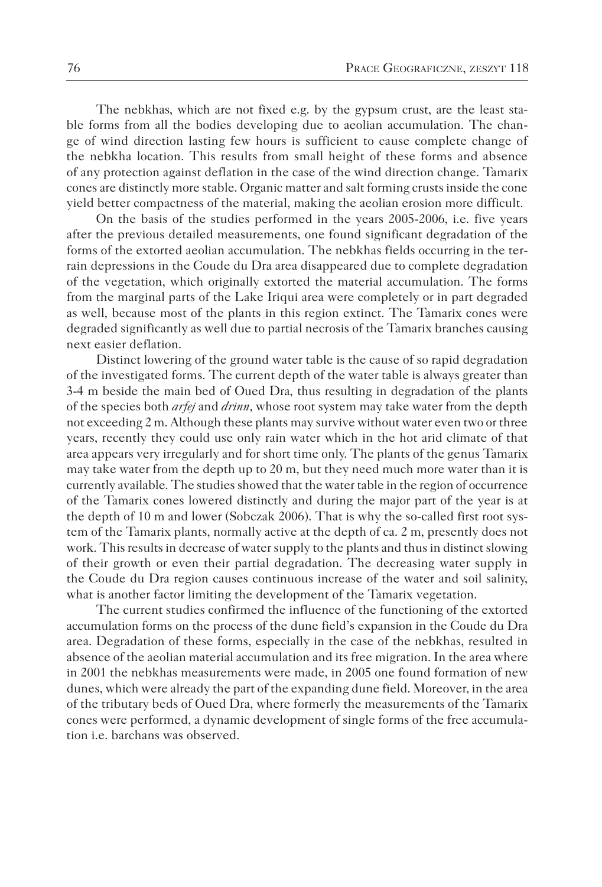The nebkhas, which are not fixed e.g. by the gypsum crust, are the least stable forms from all the bodies developing due to aeolian accumulation. The change of wind direction lasting few hours is sufficient to cause complete change of the nebkha location. This results from small height of these forms and absence of any protection against deflation in the case of the wind direction change. Tamarix cones are distinctly more stable. Organic matter and salt forming crusts inside the cone yield better compactness of the material, making the aeolian erosion more difficult.

On the basis of the studies performed in the years 2005-2006, i.e. five years after the previous detailed measurements, one found significant degradation of the forms of the extorted aeolian accumulation. The nebkhas fields occurring in the terrain depressions in the Coude du Dra area disappeared due to complete degradation of the vegetation, which originally extorted the material accumulation. The forms from the marginal parts of the Lake Iriqui area were completely or in part degraded as well, because most of the plants in this region extinct. The Tamarix cones were degraded significantly as well due to partial necrosis of the Tamarix branches causing next easier deflation.

Distinct lowering of the ground water table is the cause of so rapid degradation of the investigated forms. The current depth of the water table is always greater than 3-4 m beside the main bed of Oued Dra, thus resulting in degradation of the plants of the species both *arfej* and *drinn*, whose root system may take water from the depth not exceeding 2 m. Although these plants may survive without water even two or three years, recently they could use only rain water which in the hot arid climate of that area appears very irregularly and for short time only. The plants of the genus Tamarix may take water from the depth up to 20 m, but they need much more water than it is currently available. The studies showed that the water table in the region of occurrence of the Tamarix cones lowered distinctly and during the major part of the year is at the depth of 10 m and lower (Sobczak 2006). That is why the so-called first root system of the Tamarix plants, normally active at the depth of ca. 2 m, presently does not work. This results in decrease of water supply to the plants and thus in distinct slowing of their growth or even their partial degradation. The decreasing water supply in the Coude du Dra region causes continuous increase of the water and soil salinity, what is another factor limiting the development of the Tamarix vegetation.

The current studies confirmed the influence of the functioning of the extorted accumulation forms on the process of the dune field's expansion in the Coude du Dra area. Degradation of these forms, especially in the case of the nebkhas, resulted in absence of the aeolian material accumulation and its free migration. In the area where in 2001 the nebkhas measurements were made, in 2005 one found formation of new dunes, which were already the part of the expanding dune field. Moreover, in the area of the tributary beds of Oued Dra, where formerly the measurements of the Tamarix cones were performed, a dynamic development of single forms of the free accumulation i.e. barchans was observed.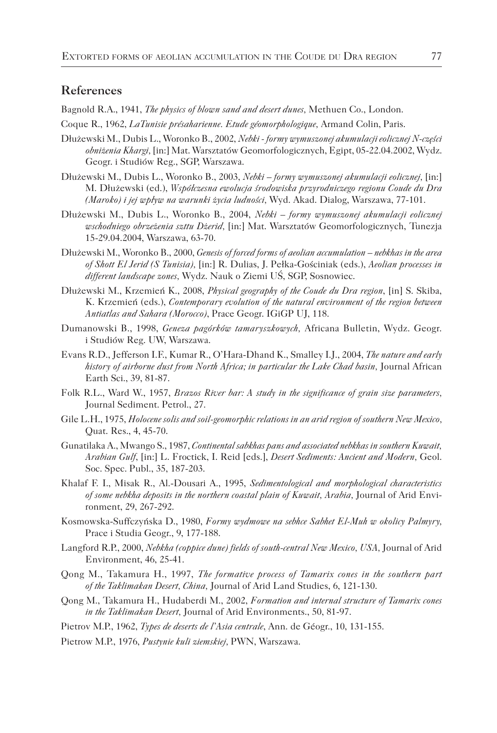## References

Bagnold R.A., 1941, *The physics of blown sand and desert dunes*, Methuen Co., London.

Coque R., 1962, *LaTunisie présaharienne. Etude géomorphologique*, Armand Colin, Paris.

Dłużewski M., Dubis L., Woronko B., 2002, *Nebki - formy wymuszonej akumulacji eolicznej N-części obniżenia Khargi*, [in:] Mat. Warsztatów Geomorfologicznych, Egipt, 05-22.04.2002, Wydz. Geogr. i Studiów Reg., SGP, Warszawa.

Dłużewski M., Dubis L., Woronko B., 2003, *Nebki – formy wymuszonej akumulacji eolicznej*, [in:] M. Dłużewski (ed.), *Współczesna ewolucja środowiska przyrodniczego regionu Coude du Dra (Maroko) i jej wpływ na warunki życia ludności*, Wyd. Akad. Dialog, Warszawa, 77-101.

Dłużewski M., Dubis L., Woronko B., 2004, *Nebki – formy wymuszonej akumulacji eolicznej wschodniego obrzeżenia szttu Dżerid*, [in:] Mat. Warsztatów Geomorfologicznych, Tunezja 15-29.04.2004, Warszawa, 63-70.

Dłużewski M., Woronko B., 2000, *Genesis of forced forms of aeolian accumulation – nebkhas in the area of Shott El Jerid (S Tunisia)*, [in:] R. Dulias, J. Pełka-Gościniak (eds.), *Aeolian processes in different landscape zones*, Wydz. Nauk o Ziemi UŚ, SGP, Sosnowiec.

Dłużewski M., Krzemień K., 2008, *Physical geography of the Coude du Dra region*, [in] S. Skiba, K. Krzemień (eds.), *Contemporary evolution of the natural environment of the region between Antiatlas and Sahara (Morocco)*, Prace Geogr. IGiGP UJ, 118.

Dumanowski B., 1998, *Geneza pagórków tamaryszkowych*, Africana Bulletin, Wydz. Geogr. i Studiów Reg. UW, Warszawa.

Evans R.D., Jefferson I.F., Kumar R., O'Hara-Dhand K., Smalley I.J., 2004, *The nature and early history of airborne dust from North Africa; in particular the Lake Chad basin*, Journal African Earth Sci., 39, 81-87.

Folk R.L., Ward W., 1957, *Brazos River bar: A study in the significance of grain size parameters*, Journal Sediment. Petrol., 27.

Gile L.H., 1975, *Holocene solis and soil-geomorphic relations in an arid region of southern New Mexico*, Quat. Res., 4, 45-70.

Gunatilaka A., Mwango S., 1987, *Continental sabkhas pans and associated nebkhas in southern Kuwait, Arabian Gulf*, [in:] L. Froctick, I. Reid [eds.], *Desert Sediments: Ancient and Modern*, Geol. Soc. Spec. Publ., 35, 187-203.

Khalaf F. I., Misak R., Al.-Dousari A., 1995, *Sedimentological and morphological characteristics of some nebkha deposits in the northern coastal plain of Kuwait, Arabia*, Journal of Arid Environment, 29, 267-292.

Kosmowska-Suffczyńska D., 1980, *Formy wydmowe na sebhce Sabhet El-Muh w okolicy Palmyry*, Prace i Studia Geogr., 9, 177-188.

Langford R.P., 2000, *Nebkha (coppice dune) fields of south-central New Mexico, USA*, Journal of Arid Environment, 46, 25-41.

Qong M., Takamura H., 1997, *The formative process of Tamarix cones in the southern part of the Taklimakan Desert, China*, Journal of Arid Land Studies, 6, 121-130.

Qong M., Takamura H., Hudaberdi M., 2002, *Formation and internal structure of Tamarix cones in the Taklimakan Desert*, Journal of Arid Environments., 50, 81-97.

Pietrov M.P., 1962, *Types de deserts de l'Asia centrale*, Ann. de Géogr., 10, 131-155.

Pietrow M.P., 1976, *Pustynie kuli ziemskiej*, PWN, Warszawa.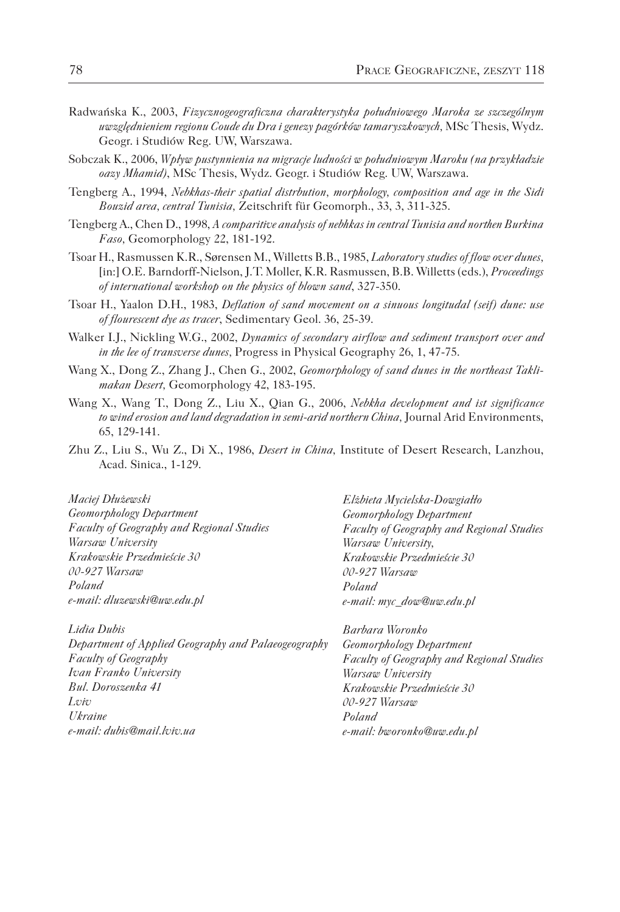Radwańska K., 2003, *Fizycznogeograficzna charakterystyka południowego Maroka ze szczególnym uwzględnieniem regionu Coude du Dra i genezy pagórków tamaryszkowych,* MSc Thesis, Wydz. Geogr. i Studiów Reg. UW, Warszawa.

Sobczak K., 2006, *Wpływ pustynnienia na migracje ludności w południowym Maroku (na przykładzie oazy Mhamid)*, MSc Thesis, Wydz. Geogr. i Studiów Reg. UW, Warszawa.

Tengberg A., 1994, *Nebkhas-their spatial distrbution, morphology, composition and age in the Sidi Bouzid area, central Tunisia,* Zeitschrift für Geomorph., 33, 3, 311-325.

Tengberg A., Chen D., 1998, *A comparitive analysis of nebhkas in central Tunisia and northen Burkina Faso,* Geomorphology 22, 181-192.

Tsoar H., Rasmussen K.R., Sørensen M., Willetts B.B., 1985, *Laboratory studies of flow over dunes,* [in:] O.E. Barndorff-Nielson, J.T. Moller, K.R. Rasmussen, B.B. Willetts (eds.), *Proceedings of international workshop on the physics of blown sand*, 327-350.

Tsoar H., Yaalon D.H., 1983, *Deflation of sand movement on a sinuous longitudal (seif) dune: use of flourescent dye as tracer*, Sedimentary Geol. 36, 25-39.

Walker I.J., Nickling W.G., 2002, *Dynamics of secondary airflow and sediment transport over and in the lee of transverse dunes,* Progress in Physical Geography 26, 1, 47-75.

Wang X., Dong Z., Zhang J., Chen G., 2002, *Geomorphology of sand dunes in the northeast Taklimakan Desert,* Geomorphology 42, 183-195.

Wang X., Wang T., Dong Z., Liu X., Qian G., 2006, *Nebkha development and ist significance to wind erosion and land degradation in semi-arid northern China,* Journal Arid Environments, 65, 129-141.

Zhu Z., Liu S., Wu Z., Di X., 1986, *Desert in China,* Institute of Desert Research, Lanzhou, Acad. Sinica., 1-129.

*Maciej Dłużewski*
*Geomorphology Department*
*Faculty of Geography and Regional Studies*
*Warsaw University*
*Krakowskie Przedmieście 30*
*00-927 Warsaw*
*Poland*
*e-mail: dluzewski@uw.edu.pl*

*Elżbieta Mycielska-Dowgiałło*
*Geomorphology Department*
*Faculty of Geography and Regional Studies*
*Warsaw University,*
*Krakowskie Przedmieście 30*
*00-927 Warsaw*
*Poland*
*e-mail: myc_dow@uw.edu.pl*

*Lidia Dubis*
*Department of Applied Geography and Palaeogeography*
*Faculty of Geography*
*Ivan Franko University*
*Bul. Doroszenka 41*
*Lviv*
*Ukraine*
*e-mail: dubis@mail.lviv.ua*

*Barbara Woronko*
*Geomorphology Department*
*Faculty of Geography and Regional Studies*
*Warsaw University*
*Krakowskie Przedmieście 30*
*00-927 Warsaw*
*Poland*
*e-mail: bworonko@uw.edu.pl*